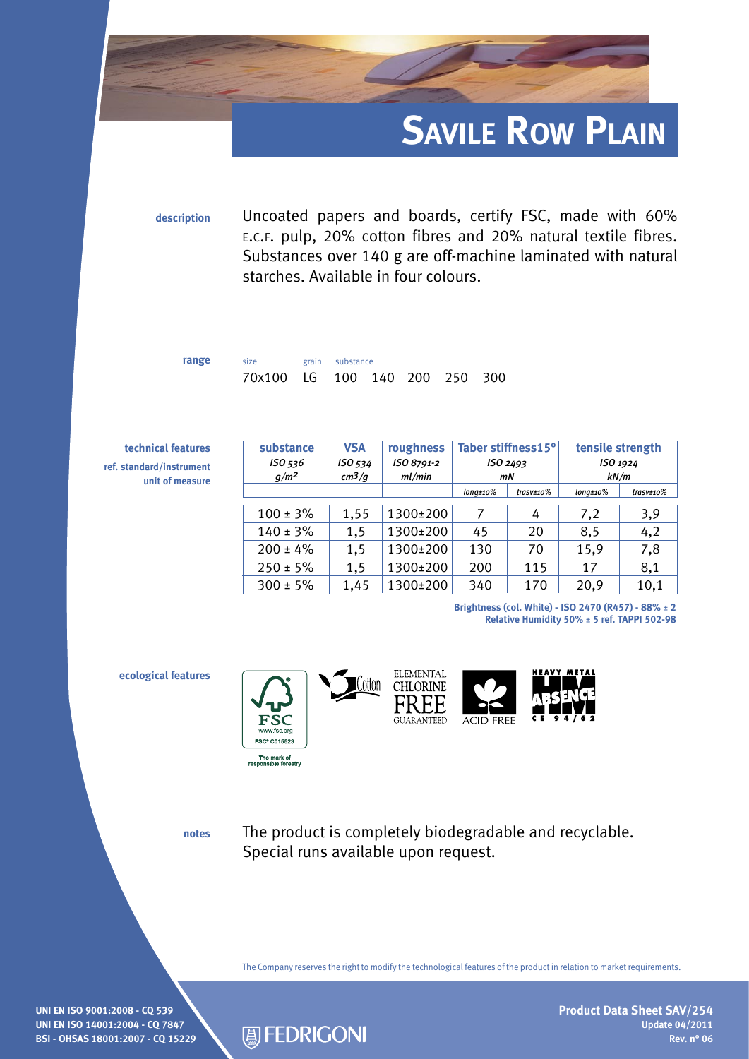# Savile Row Plain

**description**

Uncoated papers and boards, certify FSC, made with 60% E.C.F. pulp, 20% cotton fibres and 20% natural textile fibres. Substances over 140 g are off-machine laminated with natural starches. Available in four colours.

**range**

| size | grain | substance | | | | |
|---|---|---|---|---|---|---|
| 70x100 | LG | 100 | 140 | 200 | 250 | 300 |

**technical features**

| technical features | substance | VSA | roughness | Taber stiffness15° | | tensile strength | |
|---|---|---|---|---|---|---|---|
| ref. standard/instrument | ISO 536 | ISO 534 | ISO 8791-2 | ISO 2493 | | ISO 1924 | |
| unit of measure | $g/m^2$ | $cm^3/g$ | ml/min | mN | | kN/m | |
| | | | | long±10% | trasv±10% | long±10% | trasv±10% |
| | 100 ± 3% | 1,55 | 1300±200 | 7 | 4 | 7,2 | 3,9 |
| | 140 ± 3% | 1,5 | 1300±200 | 45 | 20 | 8,5 | 4,2 |
| | 200 ± 4% | 1,5 | 1300±200 | 130 | 70 | 15,9 | 7,8 |
| | 250 ± 5% | 1,5 | 1300±200 | 200 | 115 | 17 | 8,1 |
| | 300 ± 5% | 1,45 | 1300±200 | 340 | 170 | 20,9 | 10,1 |

**Brightness (col. White) - ISO 2470 (R457) - 88% ± 2**
**Relative Humidity 50% ± 5 ref. TAPPI 502-98**

**ecological features**

FSC www.fsc.org FSC® C015523 The mark of responsible forestry · Cotton · ELEMENTAL CHLORINE FREE GUARANTEED · ACID FREE · HEAVY METAL ABSENCE CE 94/62

**notes**

The product is completely biodegradable and recyclable.
Special runs available upon request.

The Company reserves the right to modify the technological features of the product in relation to market requirements.

UNI EN ISO 9001:2008 - CQ 539
UNI EN ISO 14001:2004 - CQ 7847
BSI - OHSAS 18001:2007 - CQ 15229

FEDRIGONI

**Product Data Sheet SAV/254**
Update 04/2011
Rev. n° 06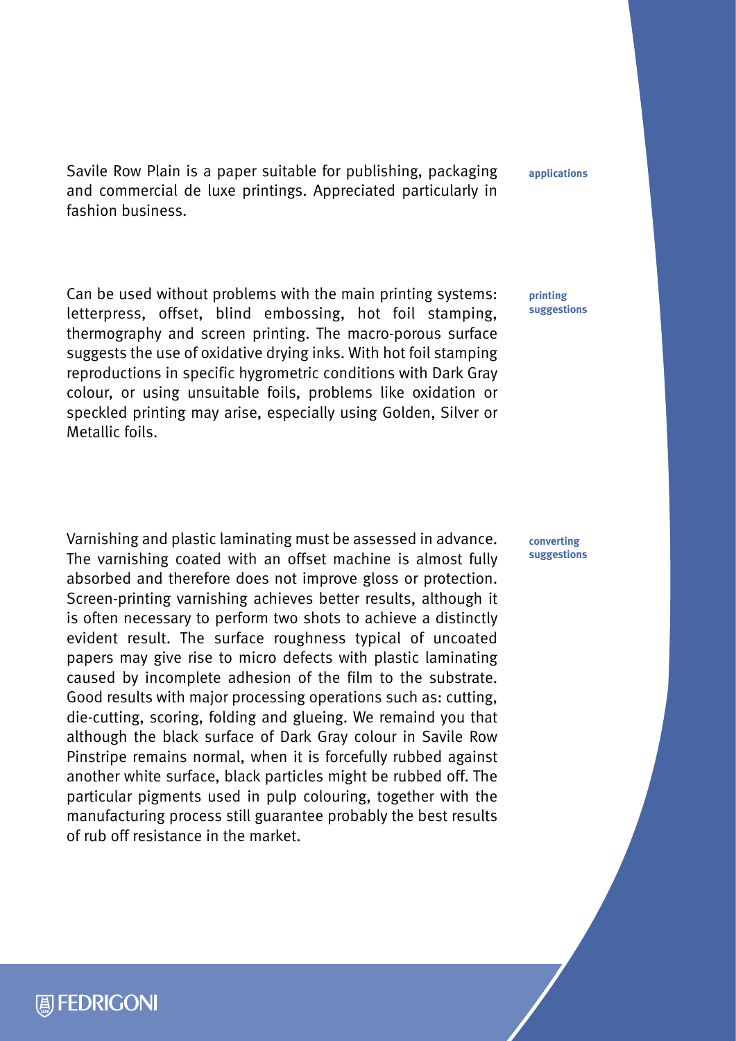**applications**

Savile Row Plain is a paper suitable for publishing, packaging and commercial de luxe printings. Appreciated particularly in fashion business.

**printing suggestions**

Can be used without problems with the main printing systems: letterpress, offset, blind embossing, hot foil stamping, thermography and screen printing. The macro-porous surface suggests the use of oxidative drying inks. With hot foil stamping reproductions in specific hygrometric conditions with Dark Gray colour, or using unsuitable foils, problems like oxidation or speckled printing may arise, especially using Golden, Silver or Metallic foils.

**converting suggestions**

Varnishing and plastic laminating must be assessed in advance. The varnishing coated with an offset machine is almost fully absorbed and therefore does not improve gloss or protection. Screen-printing varnishing achieves better results, although it is often necessary to perform two shots to achieve a distinctly evident result. The surface roughness typical of uncoated papers may give rise to micro defects with plastic laminating caused by incomplete adhesion of the film to the substrate. Good results with major processing operations such as: cutting, die-cutting, scoring, folding and glueing. We remaind you that although the black surface of Dark Gray colour in Savile Row Pinstripe remains normal, when it is forcefully rubbed against another white surface, black particles might be rubbed off. The particular pigments used in pulp colouring, together with the manufacturing process still guarantee probably the best results of rub off resistance in the market.

FEDRIGONI